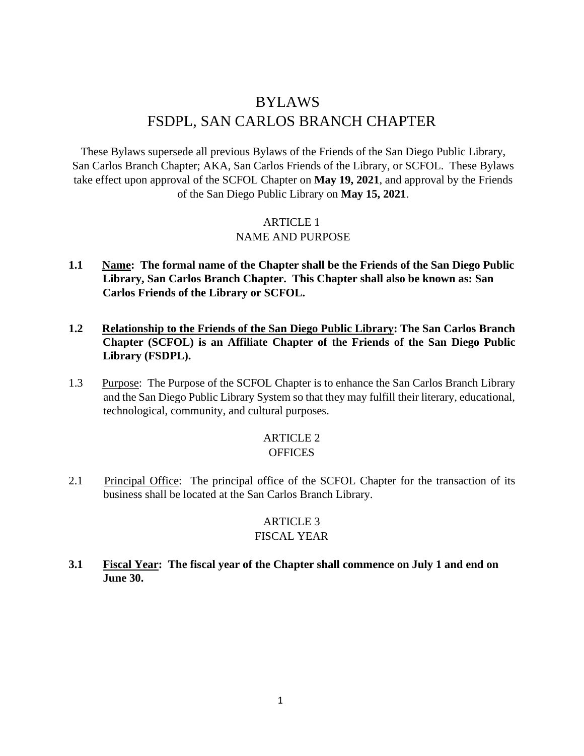# BYLAWS
# FSDPL, SAN CARLOS BRANCH CHAPTER

These Bylaws supersede all previous Bylaws of the Friends of the San Diego Public Library, San Carlos Branch Chapter; AKA, San Carlos Friends of the Library, or SCFOL. These Bylaws take effect upon approval of the SCFOL Chapter on **May 19, 2021**, and approval by the Friends of the San Diego Public Library on **May 15, 2021**.

## ARTICLE 1
## NAME AND PURPOSE

**1.1 Name: The formal name of the Chapter shall be the Friends of the San Diego Public Library, San Carlos Branch Chapter. This Chapter shall also be known as: San Carlos Friends of the Library or SCFOL.**

**1.2 Relationship to the Friends of the San Diego Public Library: The San Carlos Branch Chapter (SCFOL) is an Affiliate Chapter of the Friends of the San Diego Public Library (FSDPL).**

1.3 Purpose: The Purpose of the SCFOL Chapter is to enhance the San Carlos Branch Library and the San Diego Public Library System so that they may fulfill their literary, educational, technological, community, and cultural purposes.

## ARTICLE 2
## OFFICES

2.1 Principal Office: The principal office of the SCFOL Chapter for the transaction of its business shall be located at the San Carlos Branch Library.

## ARTICLE 3
## FISCAL YEAR

**3.1 Fiscal Year: The fiscal year of the Chapter shall commence on July 1 and end on June 30.**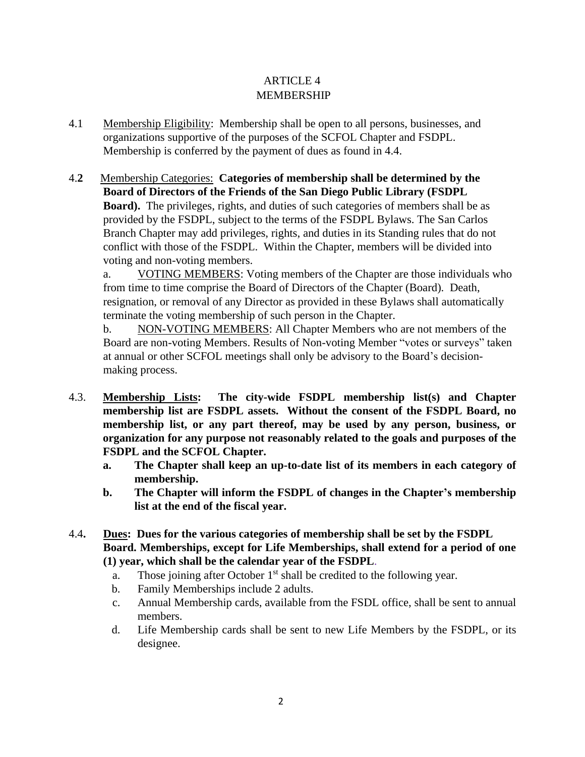# ARTICLE 4
# MEMBERSHIP

4.1 Membership Eligibility: Membership shall be open to all persons, businesses, and organizations supportive of the purposes of the SCFOL Chapter and FSDPL. Membership is conferred by the payment of dues as found in 4.4.

4.**2** Membership Categories: **Categories of membership shall be determined by the Board of Directors of the Friends of the San Diego Public Library (FSDPL Board).** The privileges, rights, and duties of such categories of members shall be as provided by the FSDPL, subject to the terms of the FSDPL Bylaws. The San Carlos Branch Chapter may add privileges, rights, and duties in its Standing rules that do not conflict with those of the FSDPL. Within the Chapter, members will be divided into voting and non-voting members.

a. VOTING MEMBERS: Voting members of the Chapter are those individuals who from time to time comprise the Board of Directors of the Chapter (Board). Death, resignation, or removal of any Director as provided in these Bylaws shall automatically terminate the voting membership of such person in the Chapter.

b. NON-VOTING MEMBERS: All Chapter Members who are not members of the Board are non-voting Members. Results of Non-voting Member "votes or surveys" taken at annual or other SCFOL meetings shall only be advisory to the Board's decision-making process.

4.3. **Membership Lists: The city-wide FSDPL membership list(s) and Chapter membership list are FSDPL assets. Without the consent of the FSDPL Board, no membership list, or any part thereof, may be used by any person, business, or organization for any purpose not reasonably related to the goals and purposes of the FSDPL and the SCFOL Chapter.**

**a. The Chapter shall keep an up-to-date list of its members in each category of membership.**

**b. The Chapter will inform the FSDPL of changes in the Chapter's membership list at the end of the fiscal year.**

4.4**. Dues: Dues for the various categories of membership shall be set by the FSDPL Board. Memberships, except for Life Memberships, shall extend for a period of one (1) year, which shall be the calendar year of the FSDPL**.

a. Those joining after October 1st shall be credited to the following year.

b. Family Memberships include 2 adults.

c. Annual Membership cards, available from the FSDL office, shall be sent to annual members.

d. Life Membership cards shall be sent to new Life Members by the FSDPL, or its designee.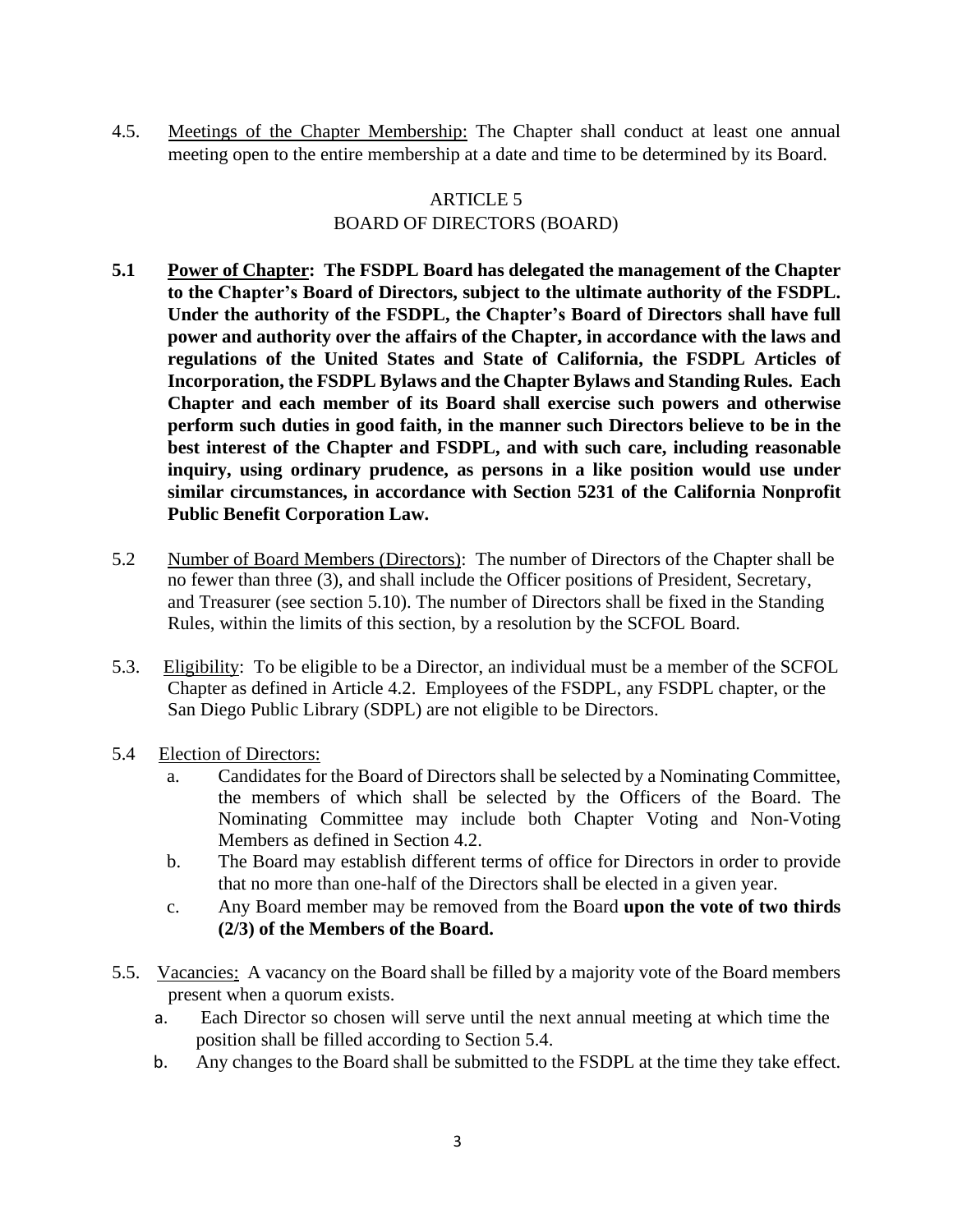4.5. <u>Meetings of the Chapter Membership:</u> The Chapter shall conduct at least one annual meeting open to the entire membership at a date and time to be determined by its Board.

## ARTICLE 5
## BOARD OF DIRECTORS (BOARD)

**5.1 <u>Power of Chapter</u>: The FSDPL Board has delegated the management of the Chapter to the Chapter's Board of Directors, subject to the ultimate authority of the FSDPL. Under the authority of the FSDPL, the Chapter's Board of Directors shall have full power and authority over the affairs of the Chapter, in accordance with the laws and regulations of the United States and State of California, the FSDPL Articles of Incorporation, the FSDPL Bylaws and the Chapter Bylaws and Standing Rules. Each Chapter and each member of its Board shall exercise such powers and otherwise perform such duties in good faith, in the manner such Directors believe to be in the best interest of the Chapter and FSDPL, and with such care, including reasonable inquiry, using ordinary prudence, as persons in a like position would use under similar circumstances, in accordance with Section 5231 of the California Nonprofit Public Benefit Corporation Law.**

5.2 <u>Number of Board Members (Directors)</u>: The number of Directors of the Chapter shall be no fewer than three (3), and shall include the Officer positions of President, Secretary, and Treasurer (see section 5.10). The number of Directors shall be fixed in the Standing Rules, within the limits of this section, by a resolution by the SCFOL Board.

5.3. <u>Eligibility</u>: To be eligible to be a Director, an individual must be a member of the SCFOL Chapter as defined in Article 4.2. Employees of the FSDPL, any FSDPL chapter, or the San Diego Public Library (SDPL) are not eligible to be Directors.

5.4 <u>Election of Directors:</u>

a. Candidates for the Board of Directors shall be selected by a Nominating Committee, the members of which shall be selected by the Officers of the Board. The Nominating Committee may include both Chapter Voting and Non-Voting Members as defined in Section 4.2.

b. The Board may establish different terms of office for Directors in order to provide that no more than one-half of the Directors shall be elected in a given year.

c. Any Board member may be removed from the Board **upon the vote of two thirds (2/3) of the Members of the Board.**

5.5. <u>Vacancies:</u> A vacancy on the Board shall be filled by a majority vote of the Board members present when a quorum exists.

a. Each Director so chosen will serve until the next annual meeting at which time the position shall be filled according to Section 5.4.

b. Any changes to the Board shall be submitted to the FSDPL at the time they take effect.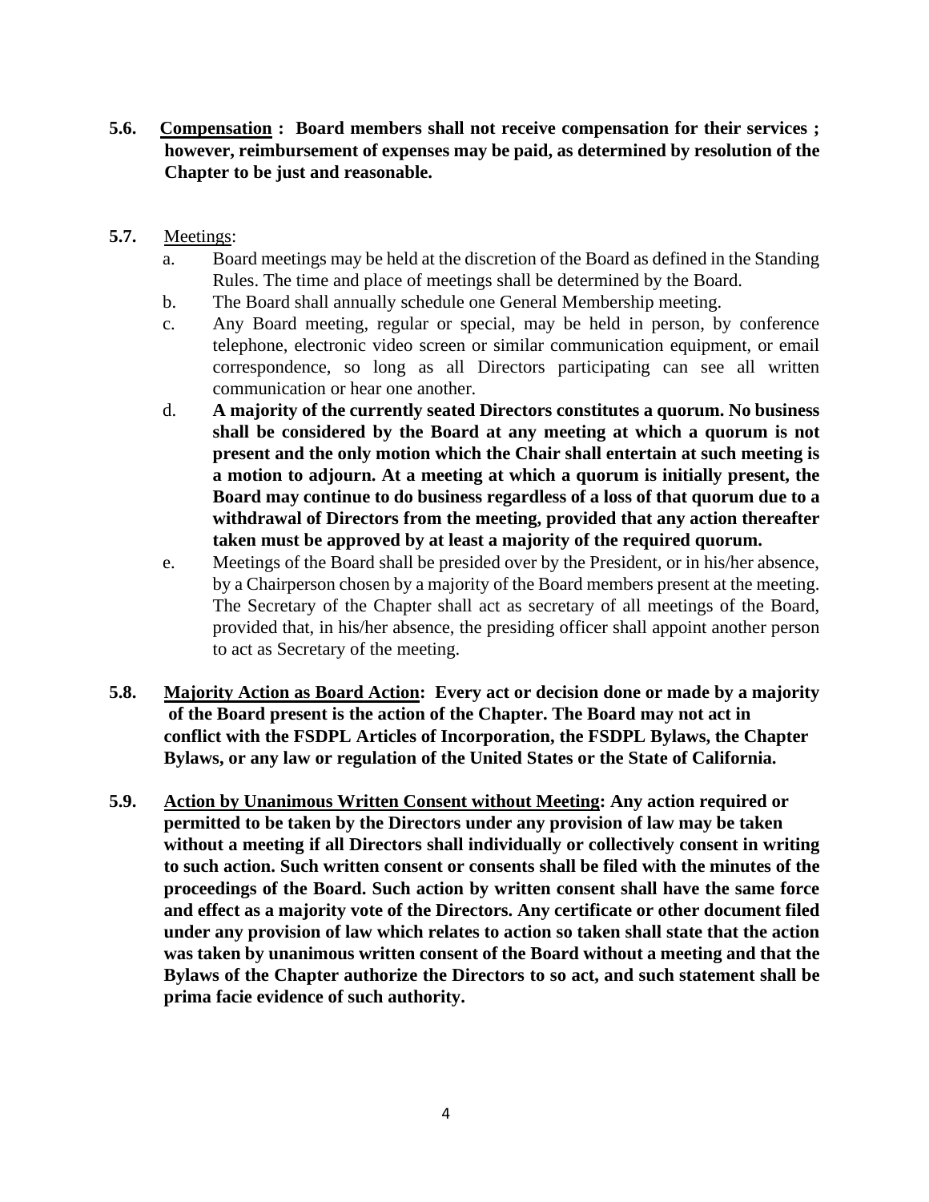**5.6. <u>Compensation</u> : Board members shall not receive compensation for their services ; however, reimbursement of expenses may be paid, as determined by resolution of the Chapter to be just and reasonable.**

**5.7.** <u>Meetings</u>:

a. Board meetings may be held at the discretion of the Board as defined in the Standing Rules. The time and place of meetings shall be determined by the Board.

b. The Board shall annually schedule one General Membership meeting.

c. Any Board meeting, regular or special, may be held in person, by conference telephone, electronic video screen or similar communication equipment, or email correspondence, so long as all Directors participating can see all written communication or hear one another.

d. **A majority of the currently seated Directors constitutes a quorum. No business shall be considered by the Board at any meeting at which a quorum is not present and the only motion which the Chair shall entertain at such meeting is a motion to adjourn. At a meeting at which a quorum is initially present, the Board may continue to do business regardless of a loss of that quorum due to a withdrawal of Directors from the meeting, provided that any action thereafter taken must be approved by at least a majority of the required quorum.**

e. Meetings of the Board shall be presided over by the President, or in his/her absence, by a Chairperson chosen by a majority of the Board members present at the meeting. The Secretary of the Chapter shall act as secretary of all meetings of the Board, provided that, in his/her absence, the presiding officer shall appoint another person to act as Secretary of the meeting.

**5.8. <u>Majority Action as Board Action</u>: Every act or decision done or made by a majority of the Board present is the action of the Chapter. The Board may not act in conflict with the FSDPL Articles of Incorporation, the FSDPL Bylaws, the Chapter Bylaws, or any law or regulation of the United States or the State of California.**

**5.9. <u>Action by Unanimous Written Consent without Meeting</u>: Any action required or permitted to be taken by the Directors under any provision of law may be taken without a meeting if all Directors shall individually or collectively consent in writing to such action. Such written consent or consents shall be filed with the minutes of the proceedings of the Board. Such action by written consent shall have the same force and effect as a majority vote of the Directors. Any certificate or other document filed under any provision of law which relates to action so taken shall state that the action was taken by unanimous written consent of the Board without a meeting and that the Bylaws of the Chapter authorize the Directors to so act, and such statement shall be prima facie evidence of such authority.**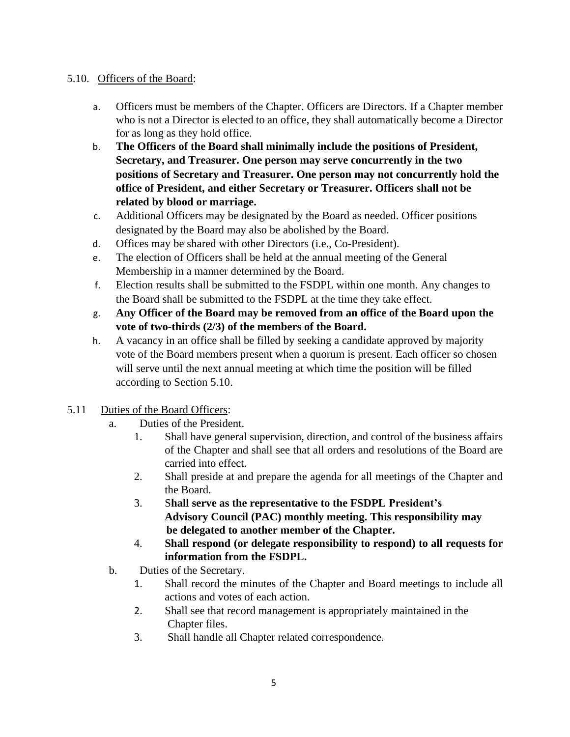5.10. <u>Officers of the Board</u>:

a. Officers must be members of the Chapter. Officers are Directors. If a Chapter member who is not a Director is elected to an office, they shall automatically become a Director for as long as they hold office.

b. **The Officers of the Board shall minimally include the positions of President, Secretary, and Treasurer. One person may serve concurrently in the two positions of Secretary and Treasurer. One person may not concurrently hold the office of President, and either Secretary or Treasurer. Officers shall not be related by blood or marriage.**

c. Additional Officers may be designated by the Board as needed. Officer positions designated by the Board may also be abolished by the Board.

d. Offices may be shared with other Directors (i.e., Co-President).

e. The election of Officers shall be held at the annual meeting of the General Membership in a manner determined by the Board.

f. Election results shall be submitted to the FSDPL within one month. Any changes to the Board shall be submitted to the FSDPL at the time they take effect.

g. **Any Officer of the Board may be removed from an office of the Board upon the vote of two-thirds (2/3) of the members of the Board.**

h. A vacancy in an office shall be filled by seeking a candidate approved by majority vote of the Board members present when a quorum is present. Each officer so chosen will serve until the next annual meeting at which time the position will be filled according to Section 5.10.

5.11 <u>Duties of the Board Officers</u>:

a. Duties of the President.

1. Shall have general supervision, direction, and control of the business affairs of the Chapter and shall see that all orders and resolutions of the Board are carried into effect.
2. Shall preside at and prepare the agenda for all meetings of the Chapter and the Board.
3. **Shall serve as the representative to the FSDPL President's Advisory Council (PAC) monthly meeting. This responsibility may be delegated to another member of the Chapter.**
4. **Shall respond (or delegate responsibility to respond) to all requests for information from the FSDPL.**

b. Duties of the Secretary.

1. Shall record the minutes of the Chapter and Board meetings to include all actions and votes of each action.
2. Shall see that record management is appropriately maintained in the Chapter files.
3. Shall handle all Chapter related correspondence.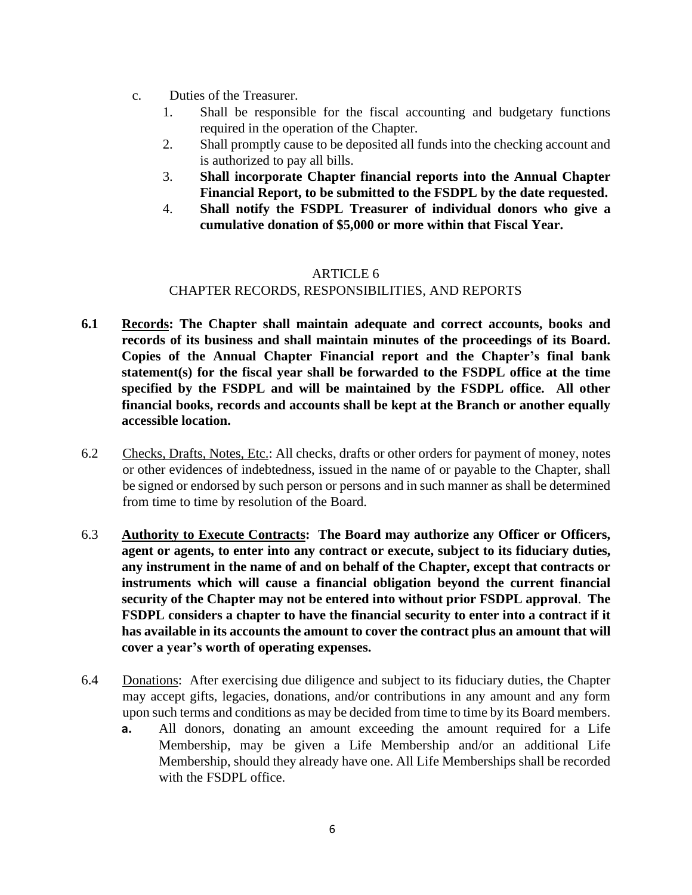c. Duties of the Treasurer.

1. Shall be responsible for the fiscal accounting and budgetary functions required in the operation of the Chapter.
2. Shall promptly cause to be deposited all funds into the checking account and is authorized to pay all bills.
3. **Shall incorporate Chapter financial reports into the Annual Chapter Financial Report, to be submitted to the FSDPL by the date requested.**
4. **Shall notify the FSDPL Treasurer of individual donors who give a cumulative donation of $5,000 or more within that Fiscal Year.**

## ARTICLE 6
## CHAPTER RECORDS, RESPONSIBILITIES, AND REPORTS

**6.1 <u>Records</u>: The Chapter shall maintain adequate and correct accounts, books and records of its business and shall maintain minutes of the proceedings of its Board. Copies of the Annual Chapter Financial report and the Chapter's final bank statement(s) for the fiscal year shall be forwarded to the FSDPL office at the time specified by the FSDPL and will be maintained by the FSDPL office. All other financial books, records and accounts shall be kept at the Branch or another equally accessible location.**

6.2 <u>Checks, Drafts, Notes, Etc.</u>: All checks, drafts or other orders for payment of money, notes or other evidences of indebtedness, issued in the name of or payable to the Chapter, shall be signed or endorsed by such person or persons and in such manner as shall be determined from time to time by resolution of the Board.

6.3 **<u>Authority to Execute Contracts</u>: The Board may authorize any Officer or Officers, agent or agents, to enter into any contract or execute, subject to its fiduciary duties, any instrument in the name of and on behalf of the Chapter, except that contracts or instruments which will cause a financial obligation beyond the current financial security of the Chapter may not be entered into without prior FSDPL approval**. **The FSDPL considers a chapter to have the financial security to enter into a contract if it has available in its accounts the amount to cover the contract plus an amount that will cover a year's worth of operating expenses.**

6.4 <u>Donations</u>: After exercising due diligence and subject to its fiduciary duties, the Chapter may accept gifts, legacies, donations, and/or contributions in any amount and any form upon such terms and conditions as may be decided from time to time by its Board members.

**a.** All donors, donating an amount exceeding the amount required for a Life Membership, may be given a Life Membership and/or an additional Life Membership, should they already have one. All Life Memberships shall be recorded with the FSDPL office.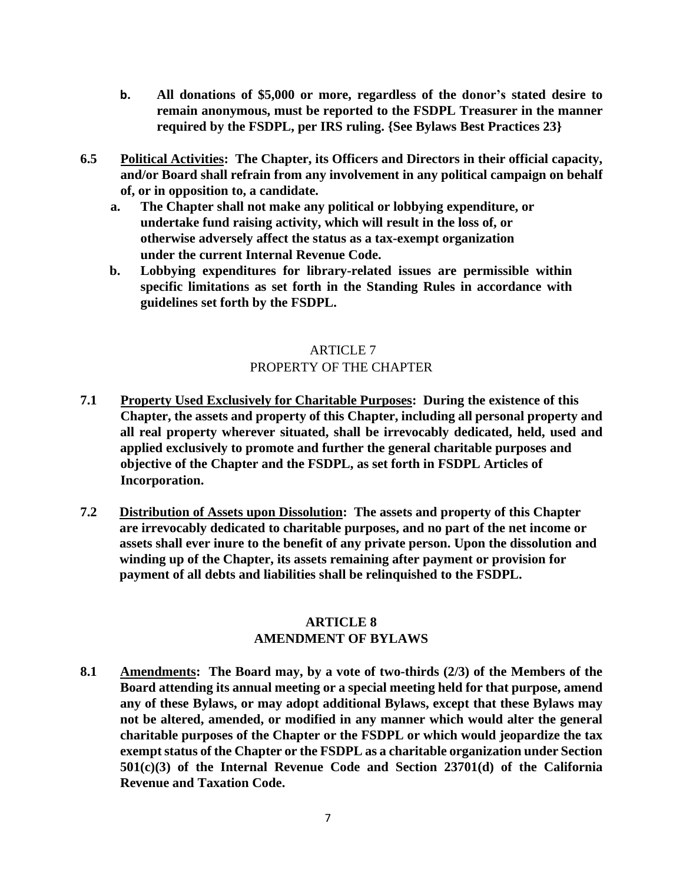b. **All donations of $5,000 or more, regardless of the donor's stated desire to remain anonymous, must be reported to the FSDPL Treasurer in the manner required by the FSDPL, per IRS ruling. {See Bylaws Best Practices 23}**

**6.5 Political Activities: The Chapter, its Officers and Directors in their official capacity, and/or Board shall refrain from any involvement in any political campaign on behalf of, or in opposition to, a candidate.**

a. **The Chapter shall not make any political or lobbying expenditure, or undertake fund raising activity, which will result in the loss of, or otherwise adversely affect the status as a tax-exempt organization under the current Internal Revenue Code.**

b. **Lobbying expenditures for library-related issues are permissible within specific limitations as set forth in the Standing Rules in accordance with guidelines set forth by the FSDPL.**

## ARTICLE 7
## PROPERTY OF THE CHAPTER

**7.1 Property Used Exclusively for Charitable Purposes: During the existence of this Chapter, the assets and property of this Chapter, including all personal property and all real property wherever situated, shall be irrevocably dedicated, held, used and applied exclusively to promote and further the general charitable purposes and objective of the Chapter and the FSDPL, as set forth in FSDPL Articles of Incorporation.**

**7.2 Distribution of Assets upon Dissolution: The assets and property of this Chapter are irrevocably dedicated to charitable purposes, and no part of the net income or assets shall ever inure to the benefit of any private person. Upon the dissolution and winding up of the Chapter, its assets remaining after payment or provision for payment of all debts and liabilities shall be relinquished to the FSDPL.**

## ARTICLE 8
## AMENDMENT OF BYLAWS

**8.1 Amendments: The Board may, by a vote of two-thirds (2/3) of the Members of the Board attending its annual meeting or a special meeting held for that purpose, amend any of these Bylaws, or may adopt additional Bylaws, except that these Bylaws may not be altered, amended, or modified in any manner which would alter the general charitable purposes of the Chapter or the FSDPL or which would jeopardize the tax exempt status of the Chapter or the FSDPL as a charitable organization under Section 501(c)(3) of the Internal Revenue Code and Section 23701(d) of the California Revenue and Taxation Code.**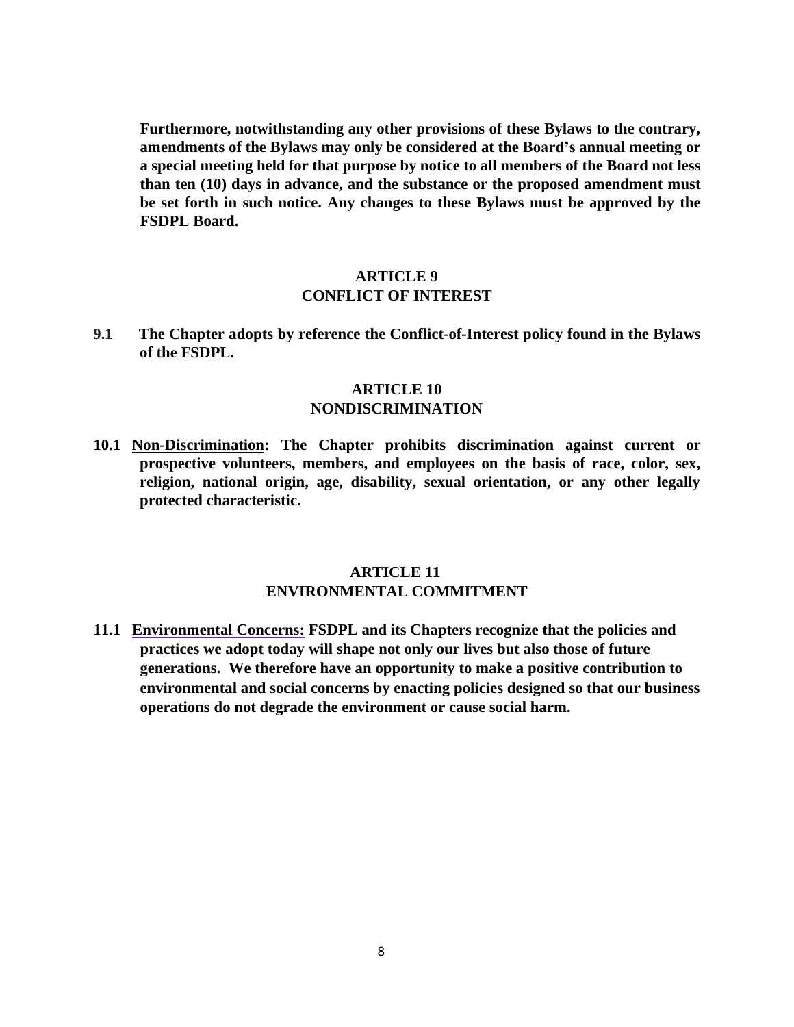**Furthermore, notwithstanding any other provisions of these Bylaws to the contrary, amendments of the Bylaws may only be considered at the Board's annual meeting or a special meeting held for that purpose by notice to all members of the Board not less than ten (10) days in advance, and the substance or the proposed amendment must be set forth in such notice. Any changes to these Bylaws must be approved by the FSDPL Board.**

## ARTICLE 9
## CONFLICT OF INTEREST

**9.1 The Chapter adopts by reference the Conflict-of-Interest policy found in the Bylaws of the FSDPL.**

## ARTICLE 10
## NONDISCRIMINATION

**10.1 Non-Discrimination: The Chapter prohibits discrimination against current or prospective volunteers, members, and employees on the basis of race, color, sex, religion, national origin, age, disability, sexual orientation, or any other legally protected characteristic.**

## ARTICLE 11
## ENVIRONMENTAL COMMITMENT

**11.1 Environmental Concerns: FSDPL and its Chapters recognize that the policies and practices we adopt today will shape not only our lives but also those of future generations. We therefore have an opportunity to make a positive contribution to environmental and social concerns by enacting policies designed so that our business operations do not degrade the environment or cause social harm.**